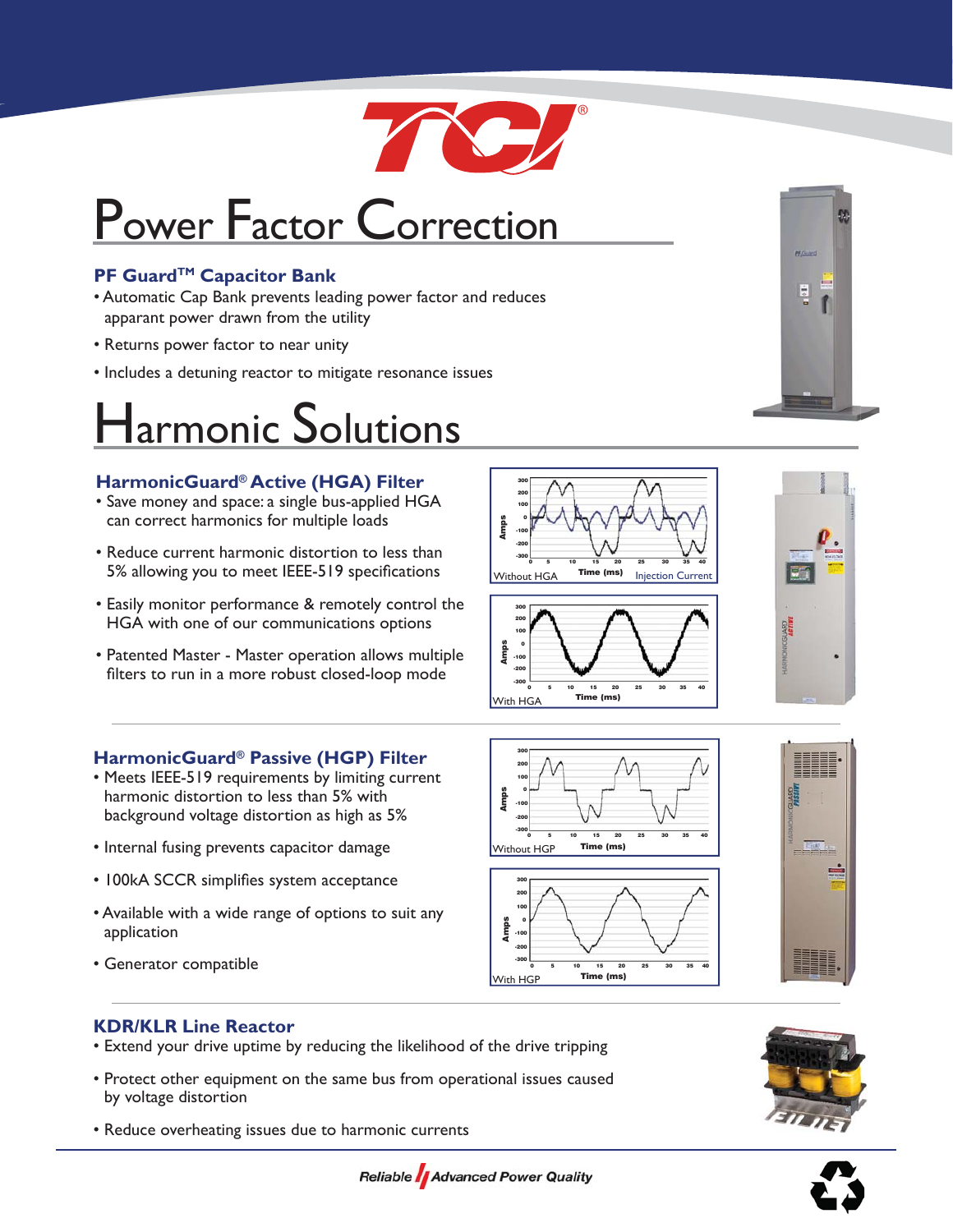# Power Factor Correction

### PF Guard™ Capacitor Bank

- Automatic Cap Bank prevents leading power factor and reduces apparant power drawn from the utility
- Returns power factor to near unity
- Includes a detuning reactor to mitigate resonance issues

# Harmonic Solutions

### HarmonicGuard® Active (HGA) Filter

- Save money and space: a single bus-applied HGA can correct harmonics for multiple loads
- Reduce current harmonic distortion to less than 5% allowing you to meet IEEE-519 specifications
- Easily monitor performance & remotely control the HGA with one of our communications options
- Patented Master - Master operation allows multiple filters to run in a more robust closed-loop mode

Without HGA — Injection Current

With HGA

### HarmonicGuard® Passive (HGP) Filter

- Meets IEEE-519 requirements by limiting current harmonic distortion to less than 5% with background voltage distortion as high as 5%
- Internal fusing prevents capacitor damage
- 100kA SCCR simplifies system acceptance
- Available with a wide range of options to suit any application
- Generator compatible

Without HGP

With HGP

### KDR/KLR Line Reactor

- Extend your drive uptime by reducing the likelihood of the drive tripping
- Protect other equipment on the same bus from operational issues caused by voltage distortion
- Reduce overheating issues due to harmonic currents

Reliable Advanced Power Quality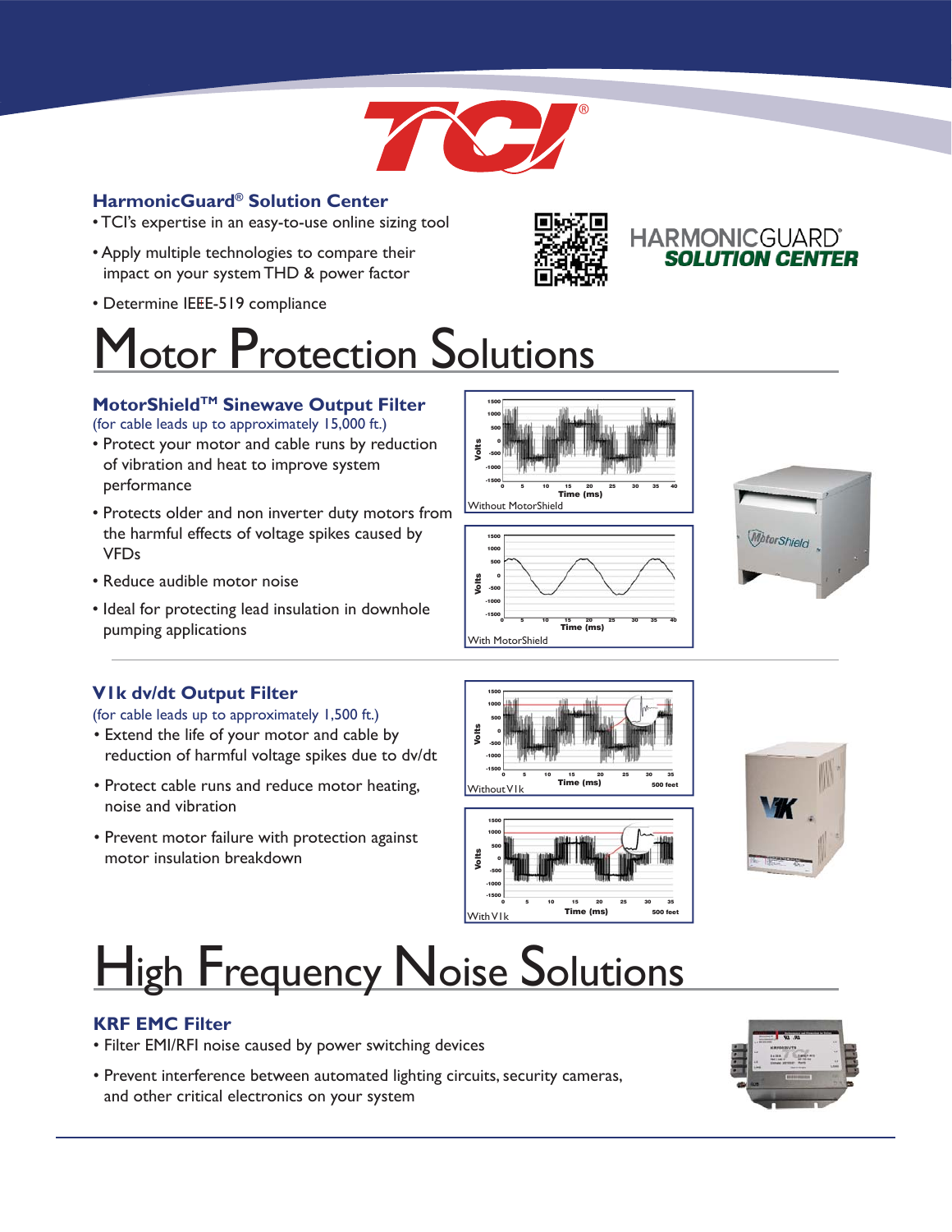## HarmonicGuard® Solution Center

- TCI's expertise in an easy-to-use online sizing tool
- Apply multiple technologies to compare their impact on your system THD & power factor
- Determine IEEE-519 compliance

HARMONICGUARD® SOLUTION CENTER

# Motor Protection Solutions

## MotorShield™ Sinewave Output Filter

(for cable leads up to approximately 15,000 ft.)

- Protect your motor and cable runs by reduction of vibration and heat to improve system performance
- Protects older and non inverter duty motors from the harmful effects of voltage spikes caused by VFDs
- Reduce audible motor noise
- Ideal for protecting lead insulation in downhole pumping applications

Volts
1500
1000
500
0
-500
-1000
-1500
0 5 10 15 20 25 30 35 40
Time (ms)
Without MotorShield

Volts
1500
1000
500
0
-500
-1000
-1500
0 5 10 15 20 25 30 35 40
Time (ms)
With MotorShield

## V1k dv/dt Output Filter

(for cable leads up to approximately 1,500 ft.)

- Extend the life of your motor and cable by reduction of harmful voltage spikes due to dv/dt
- Protect cable runs and reduce motor heating, noise and vibration
- Prevent motor failure with protection against motor insulation breakdown

Volts
1500
1000
500
0
-500
-1000
-1500
0 5 10 15 20 25 30 35
Time (ms)
500 feet
Without V1k

Volts
1500
1000
500
0
-500
-1000
-1500
0 5 10 15 20 25 30 35
Time (ms)
500 feet
With V1k

# High Frequency Noise Solutions

## KRF EMC Filter

- Filter EMI/RFI noise caused by power switching devices
- Prevent interference between automated lighting circuits, security cameras, and other critical electronics on your system